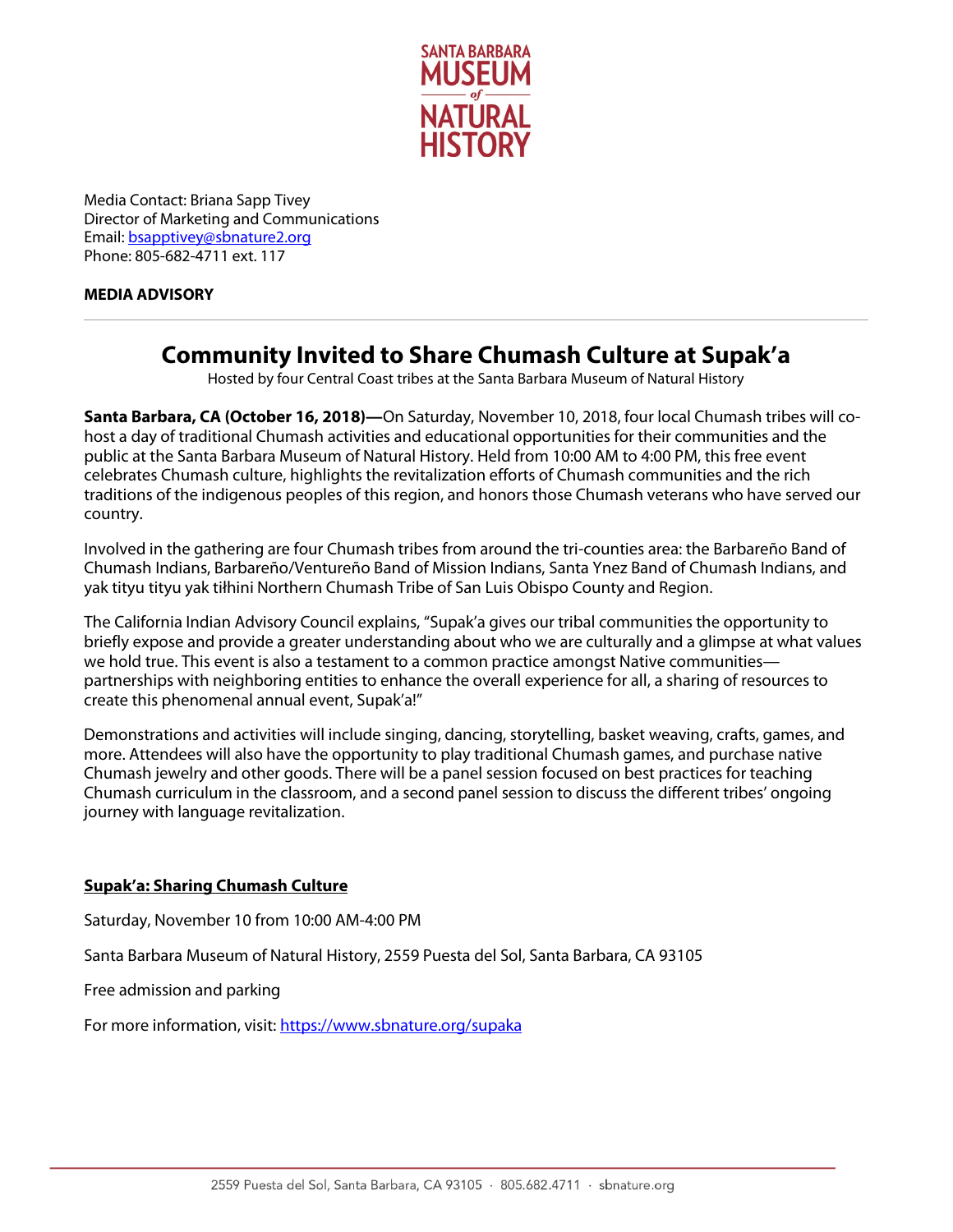SANTA BARBARA MUSEUM of NATURAL HISTORY

Media Contact: Briana Sapp Tivey
Director of Marketing and Communications
Email: bsapptivey@sbnature2.org
Phone: 805-682-4711 ext. 117

**MEDIA ADVISORY**

---

# Community Invited to Share Chumash Culture at Supak'a

Hosted by four Central Coast tribes at the Santa Barbara Museum of Natural History

**Santa Barbara, CA (October 16, 2018)—**On Saturday, November 10, 2018, four local Chumash tribes will co-host a day of traditional Chumash activities and educational opportunities for their communities and the public at the Santa Barbara Museum of Natural History. Held from 10:00 AM to 4:00 PM, this free event celebrates Chumash culture, highlights the revitalization efforts of Chumash communities and the rich traditions of the indigenous peoples of this region, and honors those Chumash veterans who have served our country.

Involved in the gathering are four Chumash tribes from around the tri-counties area: the Barbareño Band of Chumash Indians, Barbareño/Ventureño Band of Mission Indians, Santa Ynez Band of Chumash Indians, and yak tityu tityu yak tiłhini Northern Chumash Tribe of San Luis Obispo County and Region.

The California Indian Advisory Council explains, "Supak'a gives our tribal communities the opportunity to briefly expose and provide a greater understanding about who we are culturally and a glimpse at what values we hold true. This event is also a testament to a common practice amongst Native communities—partnerships with neighboring entities to enhance the overall experience for all, a sharing of resources to create this phenomenal annual event, Supak'a!"

Demonstrations and activities will include singing, dancing, storytelling, basket weaving, crafts, games, and more. Attendees will also have the opportunity to play traditional Chumash games, and purchase native Chumash jewelry and other goods. There will be a panel session focused on best practices for teaching Chumash curriculum in the classroom, and a second panel session to discuss the different tribes' ongoing journey with language revitalization.

**Supak'a: Sharing Chumash Culture**

Saturday, November 10 from 10:00 AM-4:00 PM

Santa Barbara Museum of Natural History, 2559 Puesta del Sol, Santa Barbara, CA 93105

Free admission and parking

For more information, visit: https://www.sbnature.org/supaka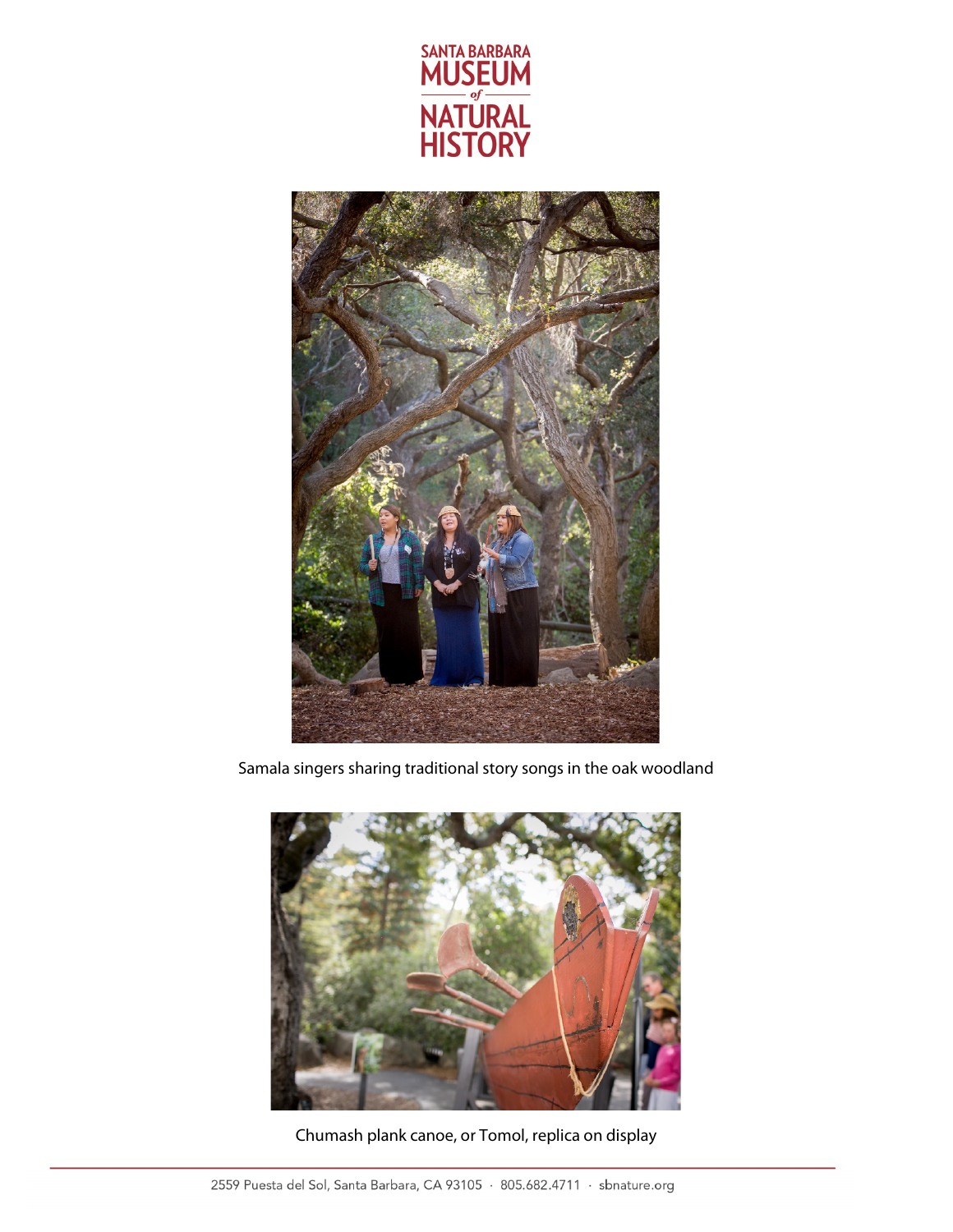Samala singers sharing traditional story songs in the oak woodland

Chumash plank canoe, or Tomol, replica on display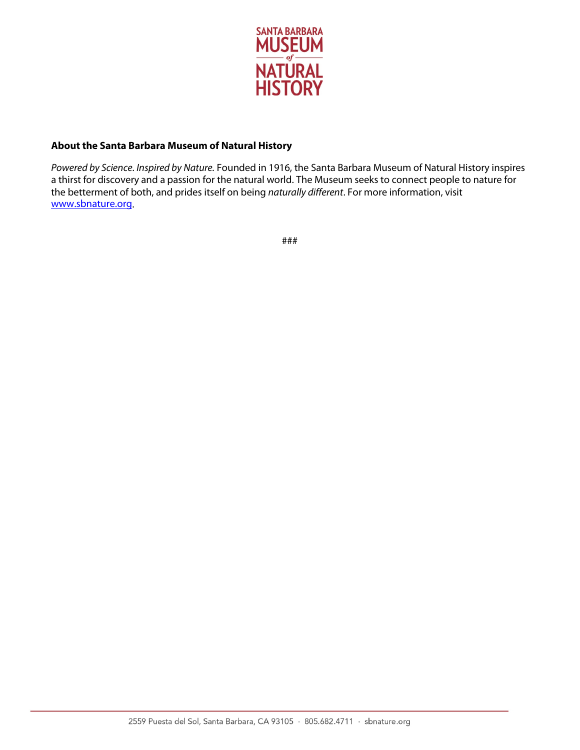**About the Santa Barbara Museum of Natural History**

*Powered by Science. Inspired by Nature.* Founded in 1916, the Santa Barbara Museum of Natural History inspires a thirst for discovery and a passion for the natural world. The Museum seeks to connect people to nature for the betterment of both, and prides itself on being *naturally different*. For more information, visit www.sbnature.org.

###